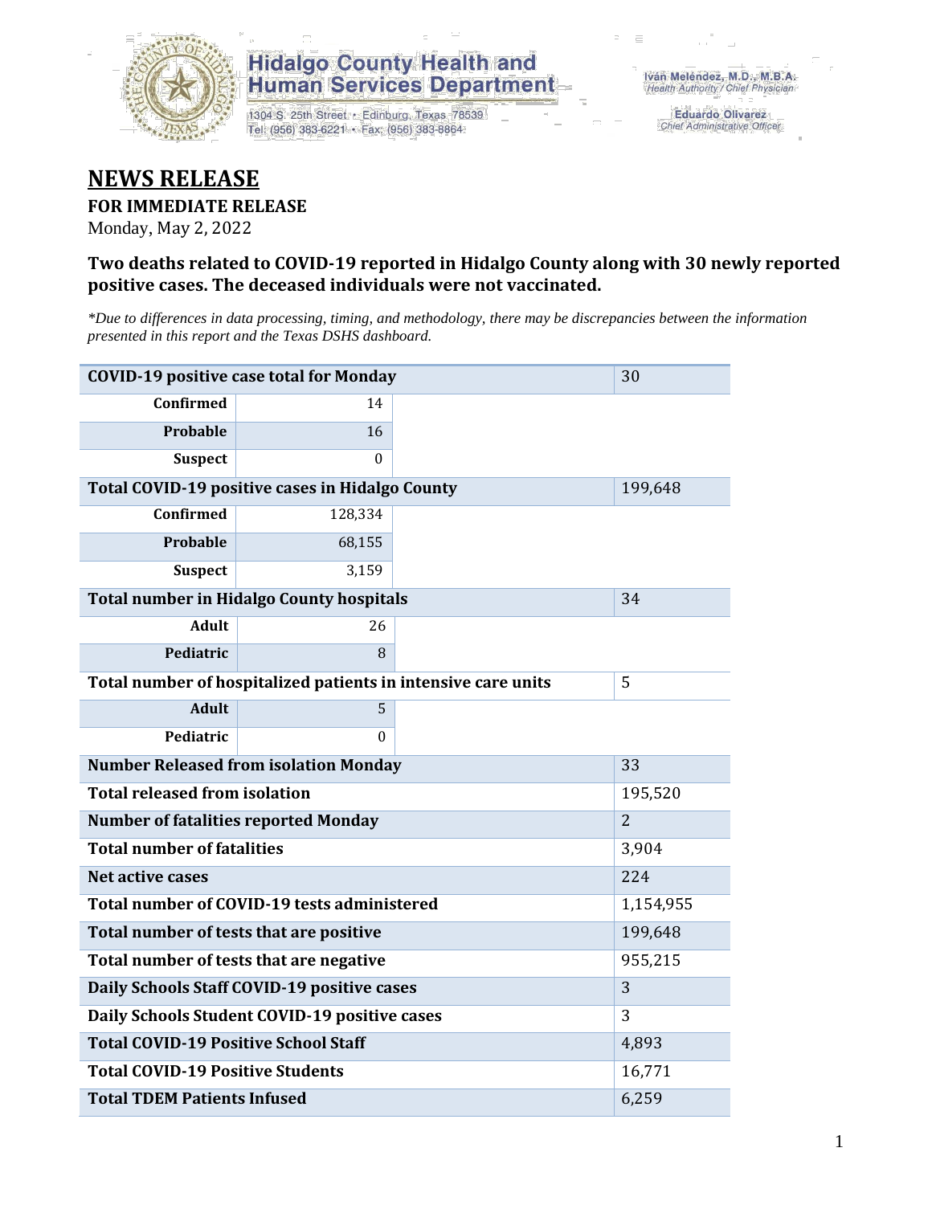Hidalgo County Health and Human Services Department

1304 S. 25th Street • Edinburg, Texas 78539
Tel: (956) 383-6221 • Fax: (956) 383-8864

Iván Meléndez, M.D., M.B.A.
*Health Authority / Chief Physician*

Eduardo Olivarez
*Chief Administrative Officer*

# NEWS RELEASE

**FOR IMMEDIATE RELEASE**

Monday, May 2, 2022

### Two deaths related to COVID-19 reported in Hidalgo County along with 30 newly reported positive cases. The deceased individuals were not vaccinated.

*\*Due to differences in data processing, timing, and methodology, there may be discrepancies between the information presented in this report and the Texas DSHS dashboard.*

| COVID-19 positive case total for Monday | | 30 |
|---|---|---|
| Confirmed | 14 | |
| Probable | 16 | |
| Suspect | 0 | |
| **Total COVID-19 positive cases in Hidalgo County** | | 199,648 |
| Confirmed | 128,334 | |
| Probable | 68,155 | |
| Suspect | 3,159 | |
| **Total number in Hidalgo County hospitals** | | 34 |
| Adult | 26 | |
| Pediatric | 8 | |
| **Total number of hospitalized patients in intensive care units** | | 5 |
| Adult | 5 | |
| Pediatric | 0 | |
| **Number Released from isolation Monday** | | 33 |
| **Total released from isolation** | | 195,520 |
| **Number of fatalities reported Monday** | | 2 |
| **Total number of fatalities** | | 3,904 |
| **Net active cases** | | 224 |
| **Total number of COVID-19 tests administered** | | 1,154,955 |
| **Total number of tests that are positive** | | 199,648 |
| **Total number of tests that are negative** | | 955,215 |
| **Daily Schools Staff COVID-19 positive cases** | | 3 |
| **Daily Schools Student COVID-19 positive cases** | | 3 |
| **Total COVID-19 Positive School Staff** | | 4,893 |
| **Total COVID-19 Positive Students** | | 16,771 |
| **Total TDEM Patients Infused** | | 6,259 |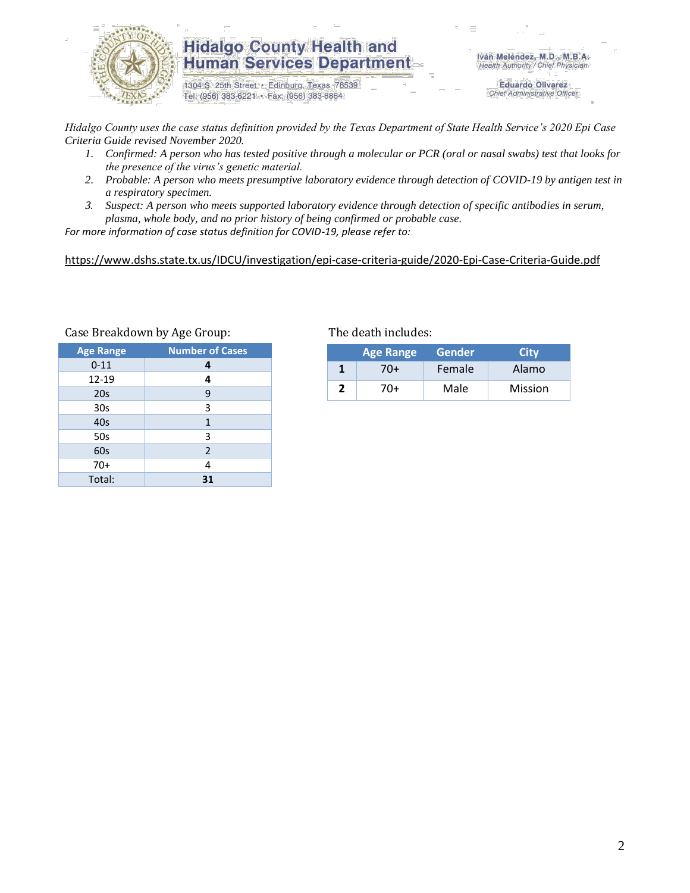# Hidalgo County Health and Human Services Department

1304 S. 25th Street • Edinburg, Texas 78539
Tel: (956) 383-6221 • Fax: (956) 383-8864

Iván Meléndez, M.D., M.B.A.
*Health Authority / Chief Physician*

Eduardo Olivarez
*Chief Administrative Officer*

*Hidalgo County uses the case status definition provided by the Texas Department of State Health Service's 2020 Epi Case Criteria Guide revised November 2020.*

1. *Confirmed: A person who has tested positive through a molecular or PCR (oral or nasal swabs) test that looks for the presence of the virus's genetic material.*
2. *Probable: A person who meets presumptive laboratory evidence through detection of COVID-19 by antigen test in a respiratory specimen.*
3. *Suspect: A person who meets supported laboratory evidence through detection of specific antibodies in serum, plasma, whole body, and no prior history of being confirmed or probable case.*

*For more information of case status definition for COVID-19, please refer to:*

https://www.dshs.state.tx.us/IDCU/investigation/epi-case-criteria-guide/2020-Epi-Case-Criteria-Guide.pdf

Case Breakdown by Age Group:

| Age Range | Number of Cases |
|---|---|
| 0-11 | **4** |
| 12-19 | **4** |
| 20s | 9 |
| 30s | 3 |
| 40s | 1 |
| 50s | 3 |
| 60s | 2 |
| 70+ | 4 |
| Total: | **31** |

The death includes:

| | Age Range | Gender | City |
|---|---|---|---|
| **1** | 70+ | Female | Alamo |
| **2** | 70+ | Male | Mission |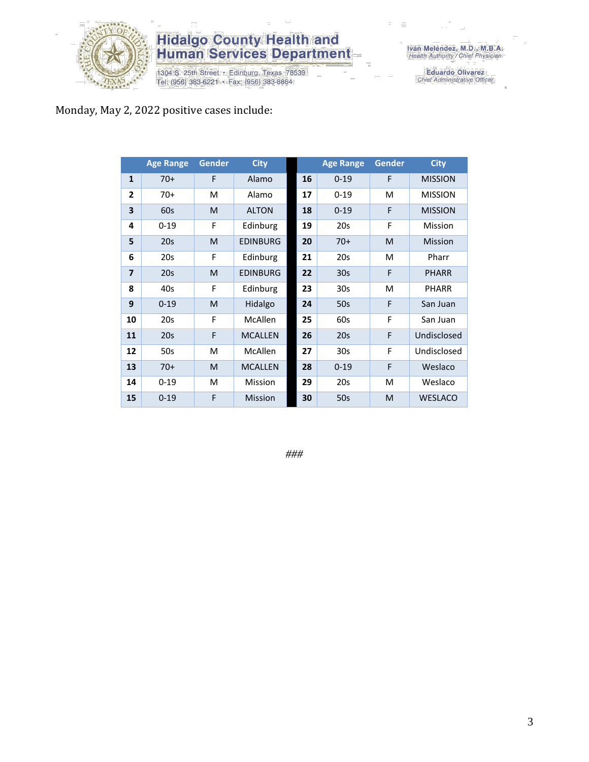Hidalgo County Health and Human Services Department

1304 S. 25th Street • Edinburg, Texas 78539
Tel: (956) 383-6221 • Fax: (956) 383-8864

Iván Meléndez, M.D., M.B.A.
Health Authority / Chief Physician

Eduardo Olivarez
Chief Administrative Officer

Monday, May 2, 2022 positive cases include:

| | Age Range | Gender | City | | Age Range | Gender | City |
|---|---|---|---|---|---|---|---|
| 1 | 70+ | F | Alamo | 16 | 0-19 | F | MISSION |
| 2 | 70+ | M | Alamo | 17 | 0-19 | M | MISSION |
| 3 | 60s | M | ALTON | 18 | 0-19 | F | MISSION |
| 4 | 0-19 | F | Edinburg | 19 | 20s | F | Mission |
| 5 | 20s | M | EDINBURG | 20 | 70+ | M | Mission |
| 6 | 20s | F | Edinburg | 21 | 20s | M | Pharr |
| 7 | 20s | M | EDINBURG | 22 | 30s | F | PHARR |
| 8 | 40s | F | Edinburg | 23 | 30s | M | PHARR |
| 9 | 0-19 | M | Hidalgo | 24 | 50s | F | San Juan |
| 10 | 20s | F | McAllen | 25 | 60s | F | San Juan |
| 11 | 20s | F | MCALLEN | 26 | 20s | F | Undisclosed |
| 12 | 50s | M | McAllen | 27 | 30s | F | Undisclosed |
| 13 | 70+ | M | MCALLEN | 28 | 0-19 | F | Weslaco |
| 14 | 0-19 | M | Mission | 29 | 20s | M | Weslaco |
| 15 | 0-19 | F | Mission | 30 | 50s | M | WESLACO |

###